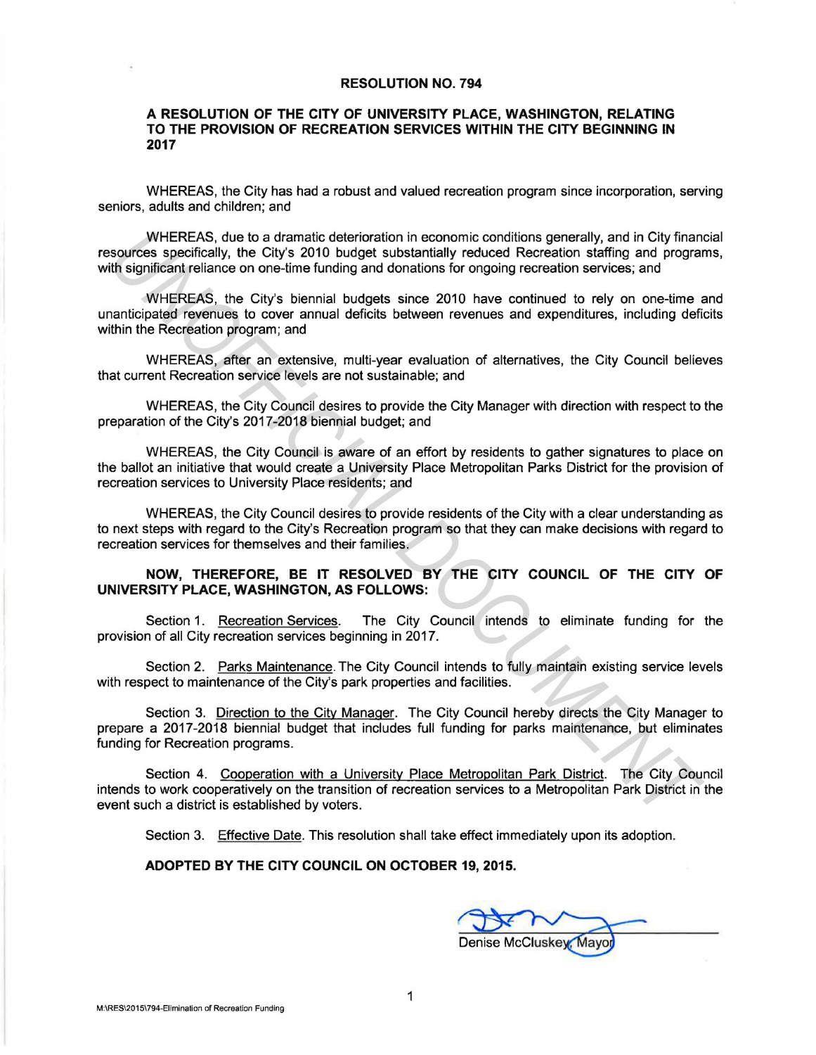# RESOLUTION NO. 794

## A RESOLUTION OF THE CITY OF UNIVERSITY PLACE, WASHINGTON, RELATING TO THE PROVISION OF RECREATION SERVICES WITHIN THE CITY BEGINNING IN 2017

WHEREAS, the City has had a robust and valued recreation program since incorporation, serving seniors, adults and children; and

WHEREAS, due to a dramatic deterioration in economic conditions generally, and in City financial resources specifically, the City's 2010 budget substantially reduced Recreation staffing and programs, with significant reliance on one-time funding and donations for ongoing recreation services; and

WHEREAS, the City's biennial budgets since 2010 have continued to rely on one-time and unanticipated revenues to cover annual deficits between revenues and expenditures, including deficits within the Recreation program; and

WHEREAS, after an extensive, multi-year evaluation of alternatives, the City Council believes that current Recreation service levels are not sustainable; and

WHEREAS, the City Council desires to provide the City Manager with direction with respect to the preparation of the City's 2017-2018 biennial budget; and

WHEREAS, the City Council is aware of an effort by residents to gather signatures to place on the ballot an initiative that would create a University Place Metropolitan Parks District for the provision of recreation services to University Place residents; and

WHEREAS, the City Council desires to provide residents of the City with a clear understanding as to next steps with regard to the City's Recreation program so that they can make decisions with regard to recreation services for themselves and their families.

**NOW, THEREFORE, BE IT RESOLVED BY THE CITY COUNCIL OF THE CITY OF UNIVERSITY PLACE, WASHINGTON, AS FOLLOWS:**

Section 1. Recreation Services. The City Council intends to eliminate funding for the provision of all City recreation services beginning in 2017.

Section 2. Parks Maintenance. The City Council intends to fully maintain existing service levels with respect to maintenance of the City's park properties and facilities.

Section 3. Direction to the City Manager. The City Council hereby directs the City Manager to prepare a 2017-2018 biennial budget that includes full funding for parks maintenance, but eliminates funding for Recreation programs.

Section 4. Cooperation with a University Place Metropolitan Park District. The City Council intends to work cooperatively on the transition of recreation services to a Metropolitan Park District in the event such a district is established by voters.

Section 3. Effective Date. This resolution shall take effect immediately upon its adoption.

**ADOPTED BY THE CITY COUNCIL ON OCTOBER 19, 2015.**

Denise McCluskey, Mayor

M:\RES\2015\794-Elimination of Recreation Funding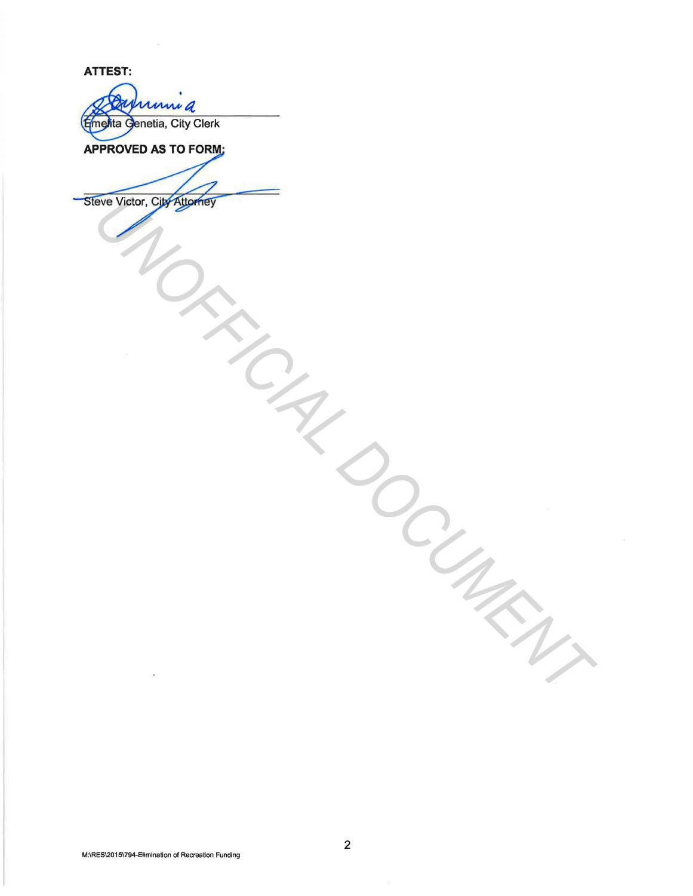**ATTEST:**

Emelita Genetia, City Clerk

**APPROVED AS TO FORM:**

Steve Victor, City Attorney

UNOFFICIAL DOCUMENT

M:\RES\2015\794-Elimination of Recreation Funding